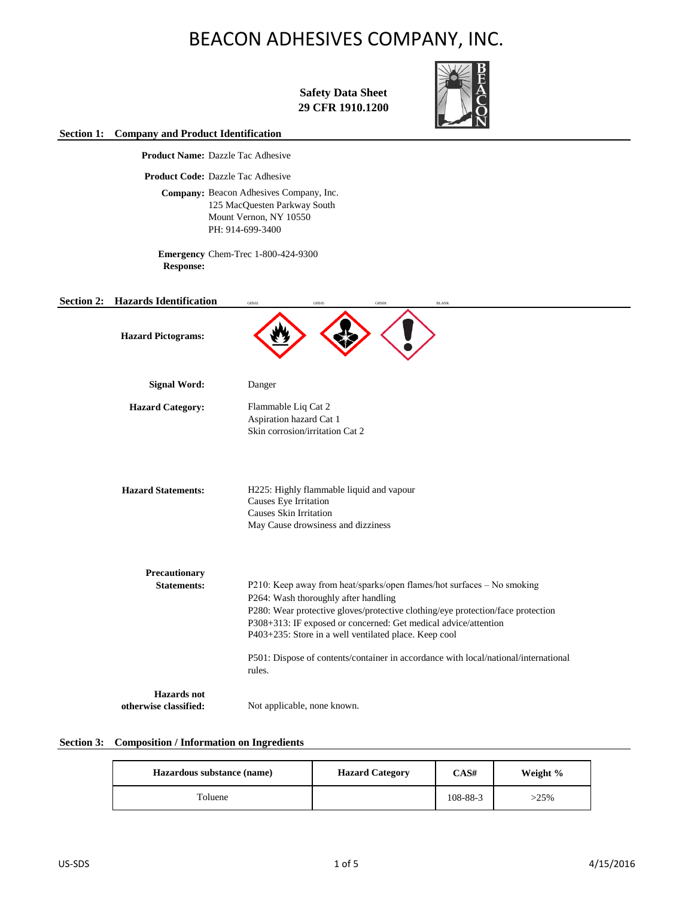# BEACON ADHESIVES COMPANY, INC.

**Safety Data Sheet**
**29 CFR 1910.1200**

## Section 1: Company and Product Identification

**Product Name:** Dazzle Tac Adhesive

**Product Code:** Dazzle Tac Adhesive

**Company:** Beacon Adhesives Company, Inc.
125 MacQuesten Parkway South
Mount Vernon, NY 10550
PH: 914-699-3400

**Emergency Response:** Chem-Trec 1-800-424-9300

## Section 2: Hazards Identification

GHS02 GHS05 GHS08 BLANK

**Hazard Pictograms:**

**Signal Word:** Danger

**Hazard Category:**
Flammable Liq Cat 2
Aspiration hazard Cat 1
Skin corrosion/irritation Cat 2

**Hazard Statements:**
H225: Highly flammable liquid and vapour
Causes Eye Irritation
Causes Skin Irritation
May Cause drowsiness and dizziness

**Precautionary Statements:**
P210: Keep away from heat/sparks/open flames/hot surfaces – No smoking
P264: Wash thoroughly after handling
P280: Wear protective gloves/protective clothing/eye protection/face protection
P308+313: IF exposed or concerned: Get medical advice/attention
P403+235: Store in a well ventilated place. Keep cool

P501: Dispose of contents/container in accordance with local/national/international rules.

**Hazards not otherwise classified:** Not applicable, none known.

## Section 3: Composition / Information on Ingredients

| Hazardous substance (name) | Hazard Category | CAS# | Weight % |
|---|---|---|---|
| Toluene | | 108-88-3 | >25% |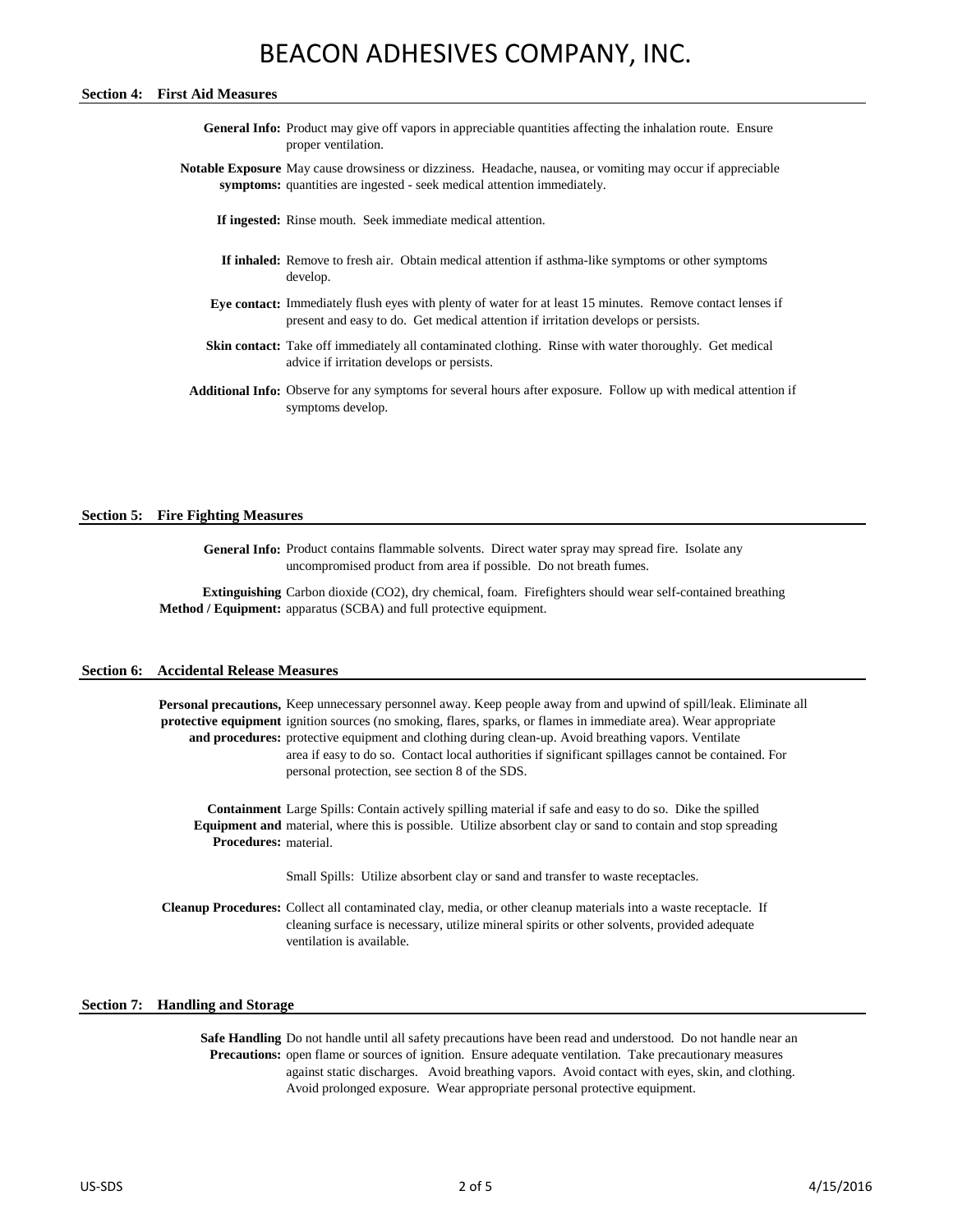## Section 4: First Aid Measures

**General Info:** Product may give off vapors in appreciable quantities affecting the inhalation route. Ensure proper ventilation.

**Notable Exposure symptoms:** May cause drowsiness or dizziness. Headache, nausea, or vomiting may occur if appreciable quantities are ingested - seek medical attention immediately.

**If ingested:** Rinse mouth. Seek immediate medical attention.

**If inhaled:** Remove to fresh air. Obtain medical attention if asthma-like symptoms or other symptoms develop.

**Eye contact:** Immediately flush eyes with plenty of water for at least 15 minutes. Remove contact lenses if present and easy to do. Get medical attention if irritation develops or persists.

**Skin contact:** Take off immediately all contaminated clothing. Rinse with water thoroughly. Get medical advice if irritation develops or persists.

**Additional Info:** Observe for any symptoms for several hours after exposure. Follow up with medical attention if symptoms develop.

## Section 5: Fire Fighting Measures

**General Info:** Product contains flammable solvents. Direct water spray may spread fire. Isolate any uncompromised product from area if possible. Do not breath fumes.

**Extinguishing Method / Equipment:** Carbon dioxide ($CO_2$), dry chemical, foam. Firefighters should wear self-contained breathing apparatus (SCBA) and full protective equipment.

## Section 6: Accidental Release Measures

**Personal precautions, protective equipment and procedures:** Keep unnecessary personnel away. Keep people away from and upwind of spill/leak. Eliminate all ignition sources (no smoking, flares, sparks, or flames in immediate area). Wear appropriate protective equipment and clothing during clean-up. Avoid breathing vapors. Ventilate area if easy to do so. Contact local authorities if significant spillages cannot be contained. For personal protection, see section 8 of the SDS.

**Containment Equipment and Procedures:** Large Spills: Contain actively spilling material if safe and easy to do so. Dike the spilled material, where this is possible. Utilize absorbent clay or sand to contain and stop spreading material.

Small Spills: Utilize absorbent clay or sand and transfer to waste receptacles.

**Cleanup Procedures:** Collect all contaminated clay, media, or other cleanup materials into a waste receptacle. If cleaning surface is necessary, utilize mineral spirits or other solvents, provided adequate ventilation is available.

## Section 7: Handling and Storage

**Safe Handling Precautions:** Do not handle until all safety precautions have been read and understood. Do not handle near an open flame or sources of ignition. Ensure adequate ventilation. Take precautionary measures against static discharges. Avoid breathing vapors. Avoid contact with eyes, skin, and clothing. Avoid prolonged exposure. Wear appropriate personal protective equipment.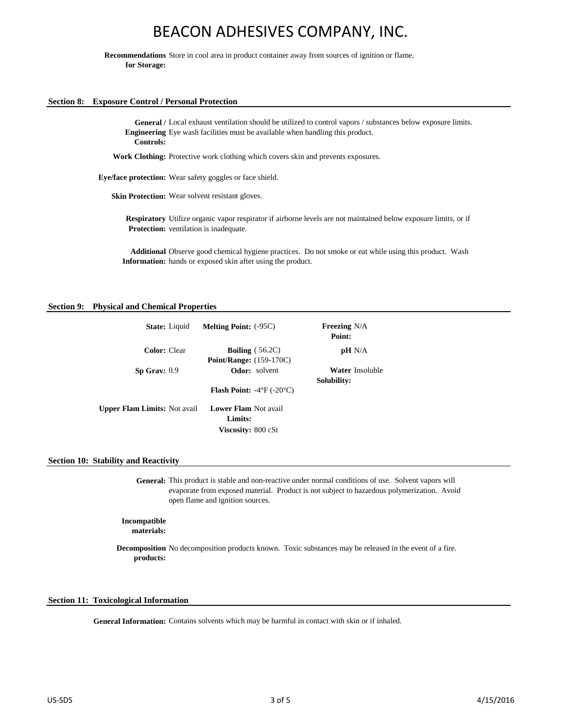**Recommendations for Storage:** Store in cool area in product container away from sources of ignition or flame.

## Section 8: Exposure Control / Personal Protection

**General / Engineering Controls:** Local exhaust ventilation should be utilized to control vapors / substances below exposure limits. Eye wash facilities must be available when handling this product.

**Work Clothing:** Protective work clothing which covers skin and prevents exposures.

**Eye/face protection:** Wear safety goggles or face shield.

**Skin Protection:** Wear solvent resistant gloves.

**Respiratory Protection:** Utilize organic vapor respirator if airborne levels are not maintained below exposure limits, or if ventilation is inadequate.

**Additional Information:** Observe good chemical hygiene practices. Do not smoke or eat while using this product. Wash hands or exposed skin after using the product.

## Section 9: Physical and Chemical Properties

| | | | | | |
|---|---|---|---|---|---|
| **State:** | Liquid | **Melting Point:** | (-95C) | **Freezing Point:** | N/A |
| **Color:** | Clear | **Boiling Point/Range:** | ( 56.2C) (159-170C) | **pH** | N/A |
| **Sp Grav:** | 0.9 | **Odor:** | solvent | **Water Solubility:** | Insoluble |
| | | **Flash Point:** | -4°F (-20°C) | | |
| **Upper Flam Limits:** | Not avail | **Lower Flam Limits:** | Not avail | | |
| | | **Viscosity:** | 800 cSt | | |

## Section 10: Stability and Reactivity

**General:** This product is stable and non-reactive under normal conditions of use. Solvent vapors will evaporate from exposed material. Product is not subject to hazardous polymerization. Avoid open flame and ignition sources.

**Incompatible materials:**

**Decomposition products:** No decomposition products known. Toxic substances may be released in the event of a fire.

## Section 11: Toxicological Information

**General Information:** Contains solvents which may be harmful in contact with skin or if inhaled.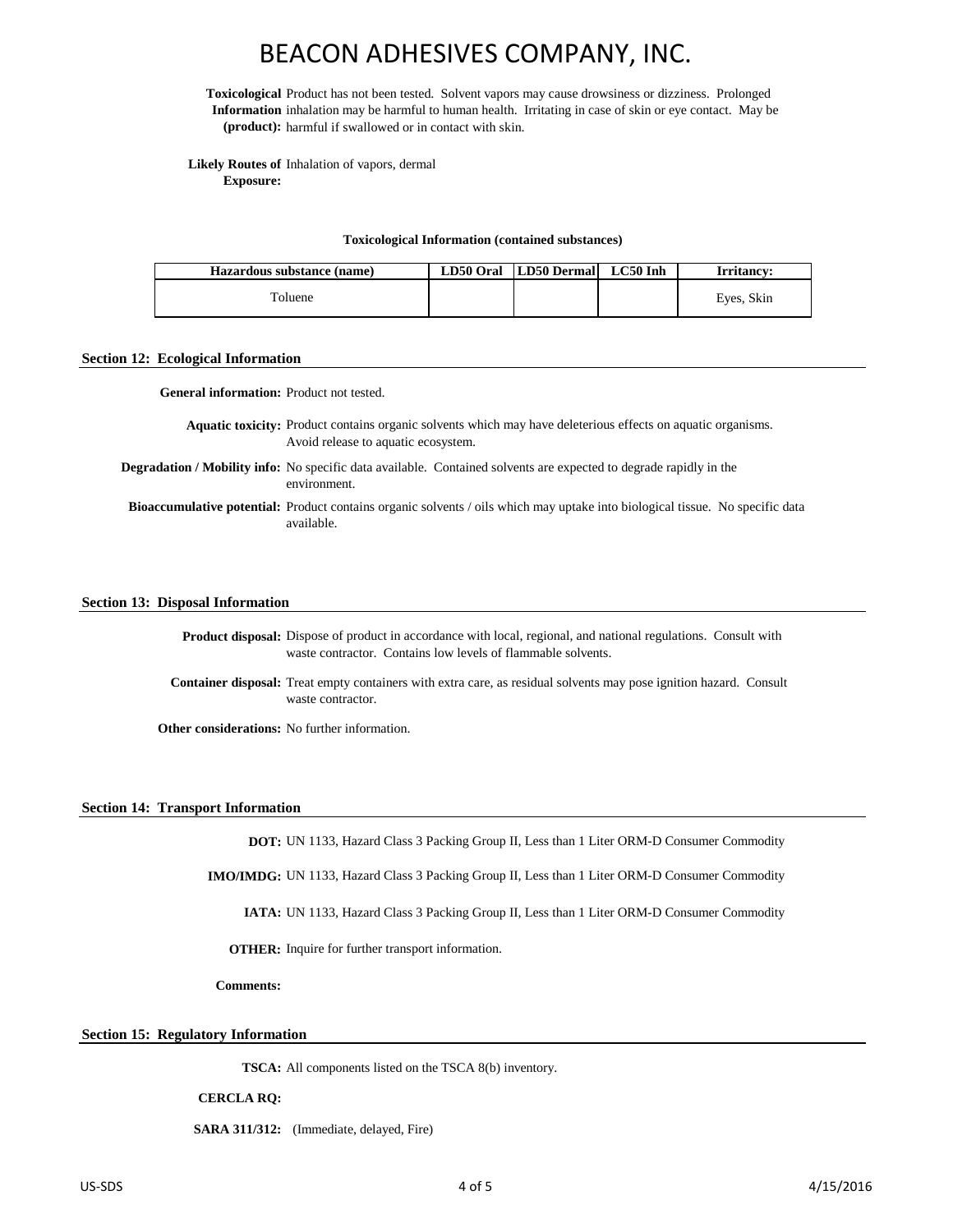**Toxicological Information (product):** Product has not been tested. Solvent vapors may cause drowsiness or dizziness. Prolonged inhalation may be harmful to human health. Irritating in case of skin or eye contact. May be harmful if swallowed or in contact with skin.

**Likely Routes of Exposure:** Inhalation of vapors, dermal

**Toxicological Information (contained substances)**

| Hazardous substance (name) | LD50 Oral | LD50 Dermal | LC50 Inh | Irritancy: |
|---|---|---|---|---|
| Toluene | | | | Eyes, Skin |

## Section 12: Ecological Information

**General information:** Product not tested.

**Aquatic toxicity:** Product contains organic solvents which may have deleterious effects on aquatic organisms. Avoid release to aquatic ecosystem.

**Degradation / Mobility info:** No specific data available. Contained solvents are expected to degrade rapidly in the environment.

**Bioaccumulative potential:** Product contains organic solvents / oils which may uptake into biological tissue. No specific data available.

## Section 13: Disposal Information

**Product disposal:** Dispose of product in accordance with local, regional, and national regulations. Consult with waste contractor. Contains low levels of flammable solvents.

**Container disposal:** Treat empty containers with extra care, as residual solvents may pose ignition hazard. Consult waste contractor.

**Other considerations:** No further information.

## Section 14: Transport Information

**DOT:** UN 1133, Hazard Class 3 Packing Group II, Less than 1 Liter ORM-D Consumer Commodity

**IMO/IMDG:** UN 1133, Hazard Class 3 Packing Group II, Less than 1 Liter ORM-D Consumer Commodity

**IATA:** UN 1133, Hazard Class 3 Packing Group II, Less than 1 Liter ORM-D Consumer Commodity

**OTHER:** Inquire for further transport information.

**Comments:**

## Section 15: Regulatory Information

**TSCA:** All components listed on the TSCA 8(b) inventory.

**CERCLA RQ:**

**SARA 311/312:** (Immediate, delayed, Fire)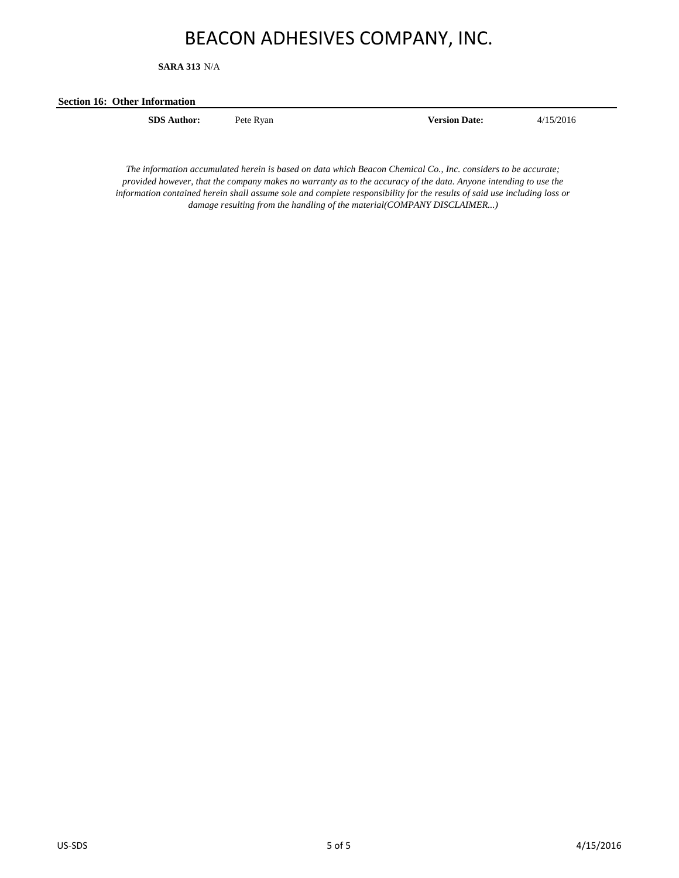**SARA 313** N/A

## Section 16: Other Information

**SDS Author:** Pete Ryan **Version Date:** 4/15/2016

*The information accumulated herein is based on data which Beacon Chemical Co., Inc. considers to be accurate; provided however, that the company makes no warranty as to the accuracy of the data. Anyone intending to use the information contained herein shall assume sole and complete responsibility for the results of said use including loss or damage resulting from the handling of the material(COMPANY DISCLAIMER...)*